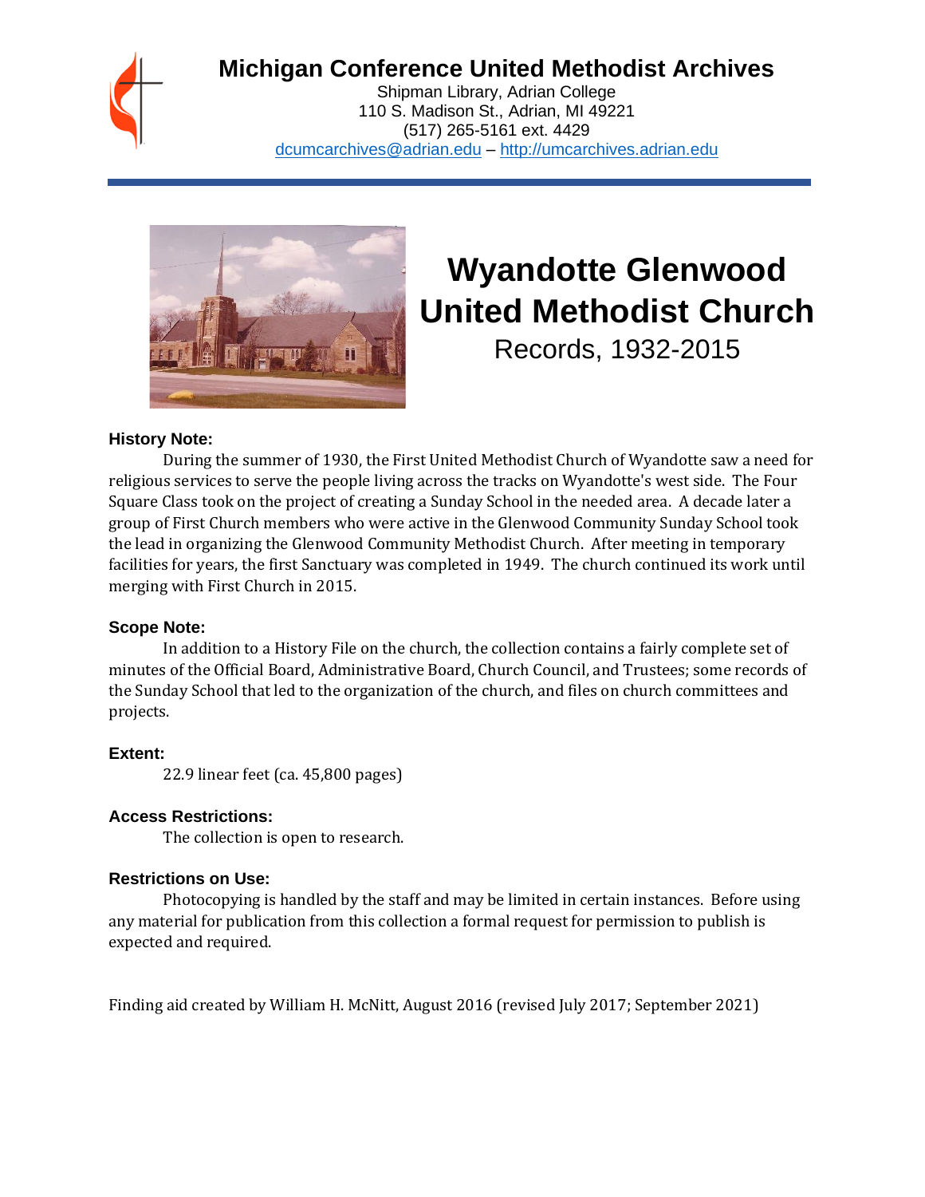# Michigan Conference United Methodist Archives

Shipman Library, Adrian College
110 S. Madison St., Adrian, MI 49221
(517) 265-5161 ext. 4429
dcumcarchives@adrian.edu – http://umcarchives.adrian.edu

# Wyandotte Glenwood United Methodist Church

Records, 1932-2015

### History Note:

During the summer of 1930, the First United Methodist Church of Wyandotte saw a need for religious services to serve the people living across the tracks on Wyandotte's west side. The Four Square Class took on the project of creating a Sunday School in the needed area. A decade later a group of First Church members who were active in the Glenwood Community Sunday School took the lead in organizing the Glenwood Community Methodist Church. After meeting in temporary facilities for years, the first Sanctuary was completed in 1949. The church continued its work until merging with First Church in 2015.

### Scope Note:

In addition to a History File on the church, the collection contains a fairly complete set of minutes of the Official Board, Administrative Board, Church Council, and Trustees; some records of the Sunday School that led to the organization of the church, and files on church committees and projects.

### Extent:

22.9 linear feet (ca. 45,800 pages)

### Access Restrictions:

The collection is open to research.

### Restrictions on Use:

Photocopying is handled by the staff and may be limited in certain instances. Before using any material for publication from this collection a formal request for permission to publish is expected and required.

Finding aid created by William H. McNitt, August 2016 (revised July 2017; September 2021)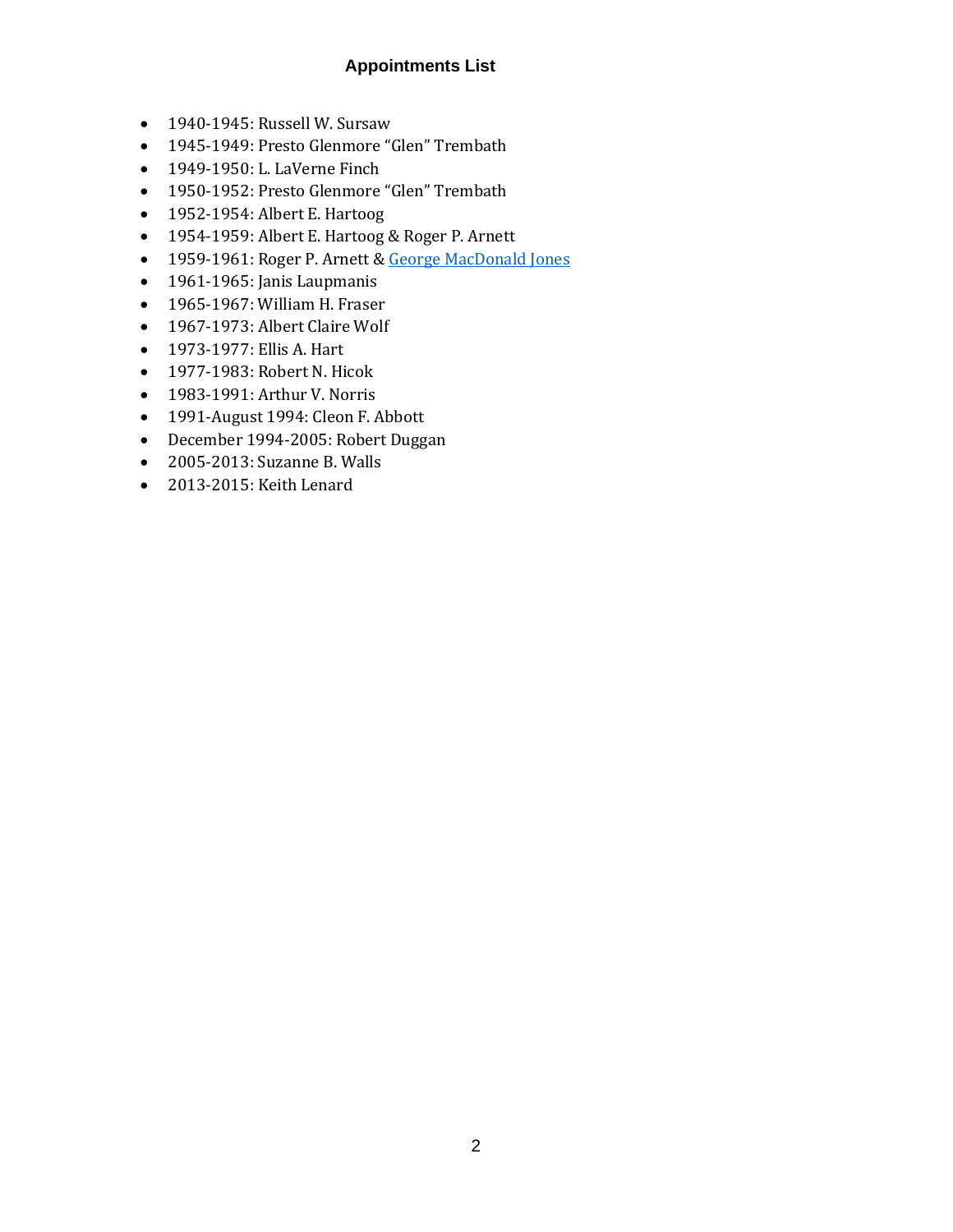# Appointments List

- 1940-1945: Russell W. Sursaw
- 1945-1949: Presto Glenmore "Glen" Trembath
- 1949-1950: L. LaVerne Finch
- 1950-1952: Presto Glenmore "Glen" Trembath
- 1952-1954: Albert E. Hartoog
- 1954-1959: Albert E. Hartoog & Roger P. Arnett
- 1959-1961: Roger P. Arnett & George MacDonald Jones
- 1961-1965: Janis Laupmanis
- 1965-1967: William H. Fraser
- 1967-1973: Albert Claire Wolf
- 1973-1977: Ellis A. Hart
- 1977-1983: Robert N. Hicok
- 1983-1991: Arthur V. Norris
- 1991-August 1994: Cleon F. Abbott
- December 1994-2005: Robert Duggan
- 2005-2013: Suzanne B. Walls
- 2013-2015: Keith Lenard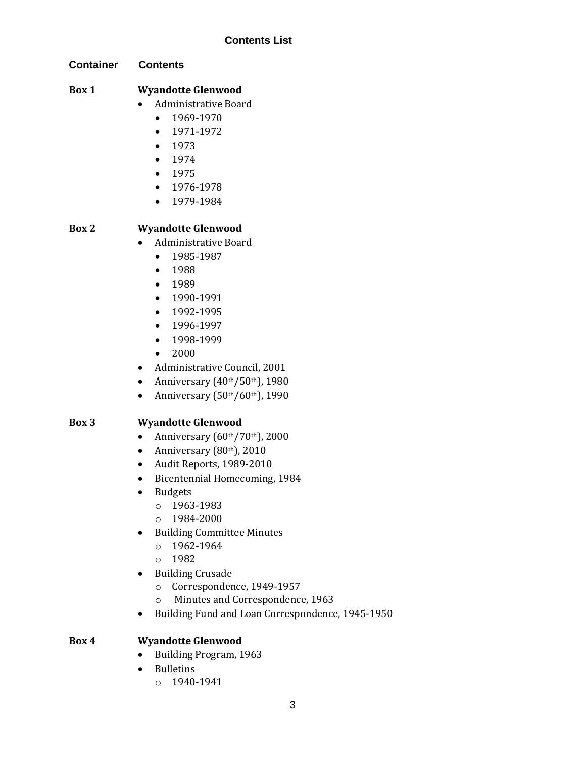# Contents List

| Container | Contents |
|---|---|

**Box 1** **Wyandotte Glenwood**

- Administrative Board
  - 1969-1970
  - 1971-1972
  - 1973
  - 1974
  - 1975
  - 1976-1978
  - 1979-1984

**Box 2** **Wyandotte Glenwood**

- Administrative Board
  - 1985-1987
  - 1988
  - 1989
  - 1990-1991
  - 1992-1995
  - 1996-1997
  - 1998-1999
  - 2000
- Administrative Council, 2001
- Anniversary (40th/50th), 1980
- Anniversary (50th/60th), 1990

**Box 3** **Wyandotte Glenwood**

- Anniversary (60th/70th), 2000
- Anniversary (80th), 2010
- Audit Reports, 1989-2010
- Bicentennial Homecoming, 1984
- Budgets
  - 1963-1983
  - 1984-2000
- Building Committee Minutes
  - 1962-1964
  - 1982
- Building Crusade
  - Correspondence, 1949-1957
  - Minutes and Correspondence, 1963
- Building Fund and Loan Correspondence, 1945-1950

**Box 4** **Wyandotte Glenwood**

- Building Program, 1963
- Bulletins
  - 1940-1941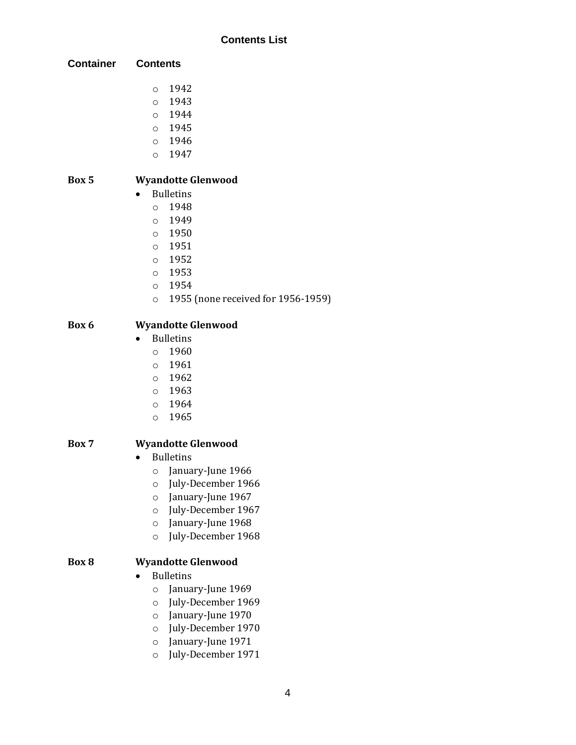## Contents List

| Container | Contents |
|---|---|

  - 1942
  - 1943
  - 1944
  - 1945
  - 1946
  - 1947

**Box 5** — **Wyandotte Glenwood**

- Bulletins
  - 1948
  - 1949
  - 1950
  - 1951
  - 1952
  - 1953
  - 1954
  - 1955 (none received for 1956-1959)

**Box 6** — **Wyandotte Glenwood**

- Bulletins
  - 1960
  - 1961
  - 1962
  - 1963
  - 1964
  - 1965

**Box 7** — **Wyandotte Glenwood**

- Bulletins
  - January-June 1966
  - July-December 1966
  - January-June 1967
  - July-December 1967
  - January-June 1968
  - July-December 1968

**Box 8** — **Wyandotte Glenwood**

- Bulletins
  - January-June 1969
  - July-December 1969
  - January-June 1970
  - July-December 1970
  - January-June 1971
  - July-December 1971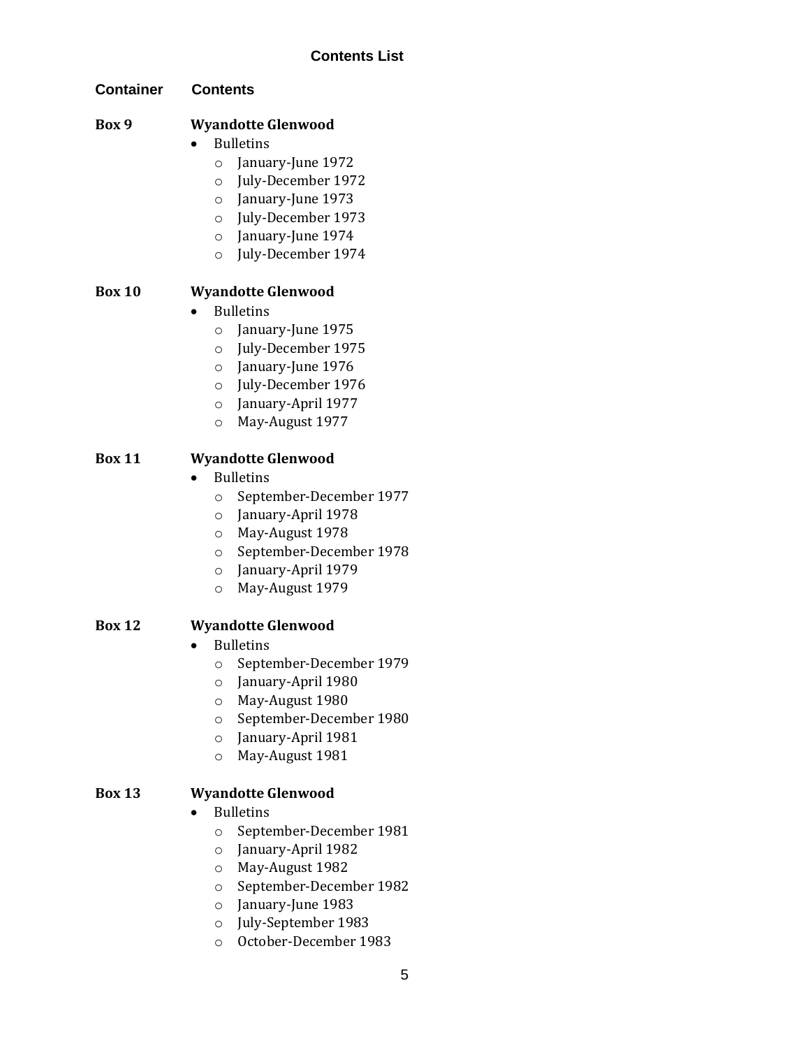## Contents List

| Container | Contents |
|---|---|
| **Box 9** | **Wyandotte Glenwood** |

- Bulletins
  - January-June 1972
  - July-December 1972
  - January-June 1973
  - July-December 1973
  - January-June 1974
  - July-December 1974

**Box 10** — **Wyandotte Glenwood**

- Bulletins
  - January-June 1975
  - July-December 1975
  - January-June 1976
  - July-December 1976
  - January-April 1977
  - May-August 1977

**Box 11** — **Wyandotte Glenwood**

- Bulletins
  - September-December 1977
  - January-April 1978
  - May-August 1978
  - September-December 1978
  - January-April 1979
  - May-August 1979

**Box 12** — **Wyandotte Glenwood**

- Bulletins
  - September-December 1979
  - January-April 1980
  - May-August 1980
  - September-December 1980
  - January-April 1981
  - May-August 1981

**Box 13** — **Wyandotte Glenwood**

- Bulletins
  - September-December 1981
  - January-April 1982
  - May-August 1982
  - September-December 1982
  - January-June 1983
  - July-September 1983
  - October-December 1983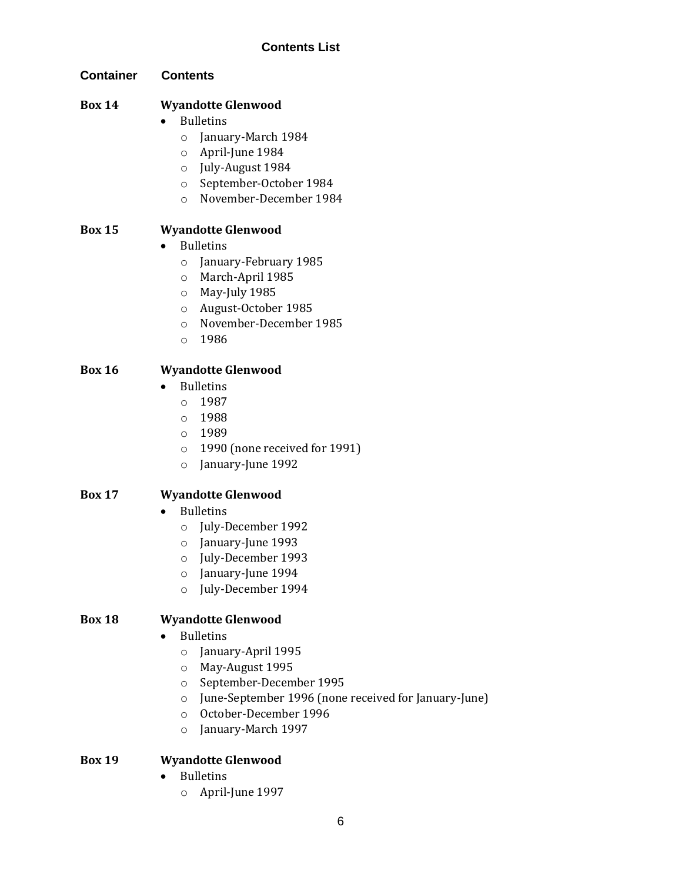## Contents List

**Container** **Contents**

**Box 14** **Wyandotte Glenwood**

- Bulletins
  - January-March 1984
  - April-June 1984
  - July-August 1984
  - September-October 1984
  - November-December 1984

**Box 15** **Wyandotte Glenwood**

- Bulletins
  - January-February 1985
  - March-April 1985
  - May-July 1985
  - August-October 1985
  - November-December 1985
  - 1986

**Box 16** **Wyandotte Glenwood**

- Bulletins
  - 1987
  - 1988
  - 1989
  - 1990 (none received for 1991)
  - January-June 1992

**Box 17** **Wyandotte Glenwood**

- Bulletins
  - July-December 1992
  - January-June 1993
  - July-December 1993
  - January-June 1994
  - July-December 1994

**Box 18** **Wyandotte Glenwood**

- Bulletins
  - January-April 1995
  - May-August 1995
  - September-December 1995
  - June-September 1996 (none received for January-June)
  - October-December 1996
  - January-March 1997

**Box 19** **Wyandotte Glenwood**

- Bulletins
  - April-June 1997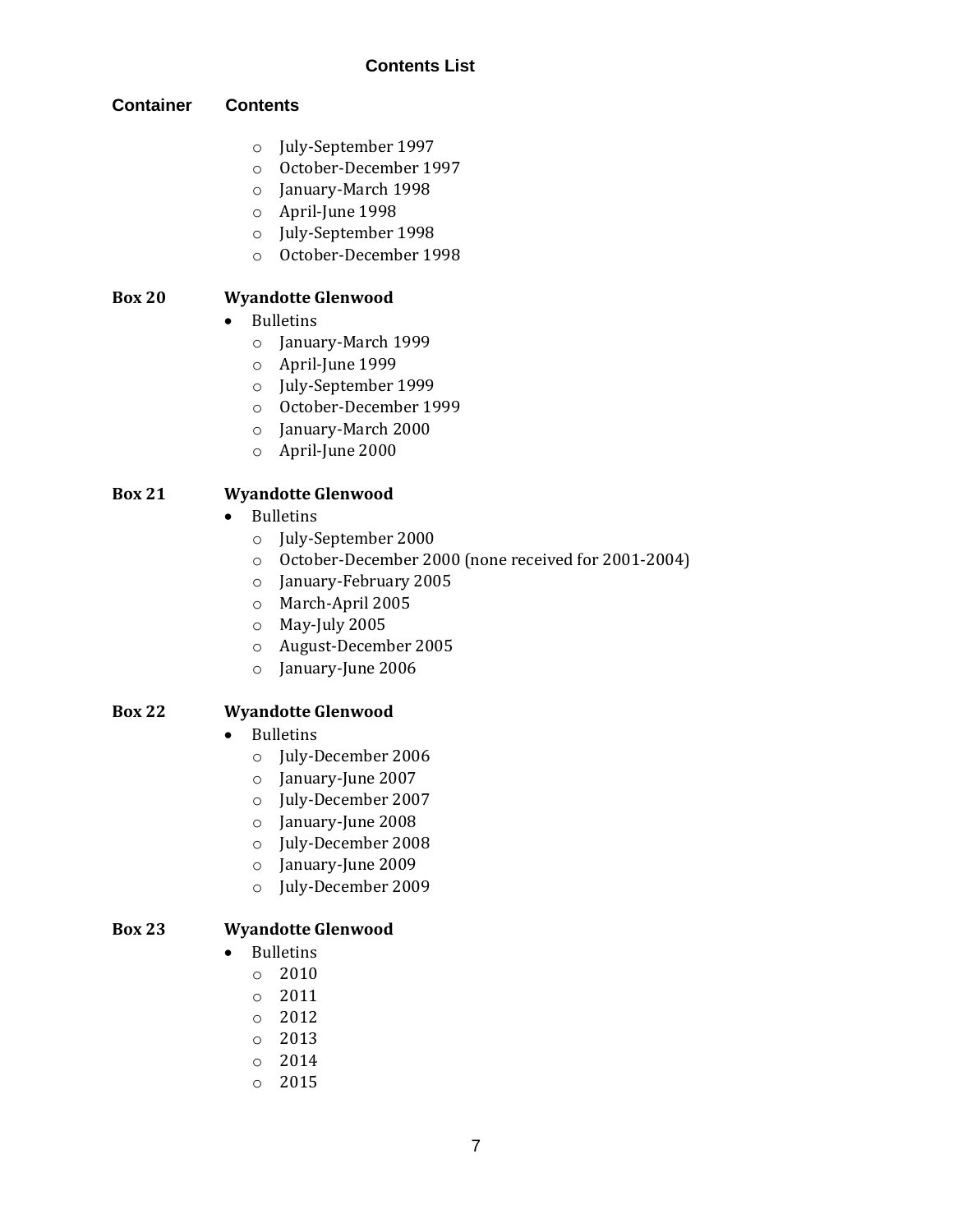**Contents List**

| Container | Contents |
|---|---|
| | <ul><li>July-September 1997</li><li>October-December 1997</li><li>January-March 1998</li><li>April-June 1998</li><li>July-September 1998</li><li>October-December 1998</li></ul> |
| **Box 20** | **Wyandotte Glenwood**<ul><li>Bulletins<ul><li>January-March 1999</li><li>April-June 1999</li><li>July-September 1999</li><li>October-December 1999</li><li>January-March 2000</li><li>April-June 2000</li></ul></li></ul> |
| **Box 21** | **Wyandotte Glenwood**<ul><li>Bulletins<ul><li>July-September 2000</li><li>October-December 2000 (none received for 2001-2004)</li><li>January-February 2005</li><li>March-April 2005</li><li>May-July 2005</li><li>August-December 2005</li><li>January-June 2006</li></ul></li></ul> |
| **Box 22** | **Wyandotte Glenwood**<ul><li>Bulletins<ul><li>July-December 2006</li><li>January-June 2007</li><li>July-December 2007</li><li>January-June 2008</li><li>July-December 2008</li><li>January-June 2009</li><li>July-December 2009</li></ul></li></ul> |
| **Box 23** | **Wyandotte Glenwood**<ul><li>Bulletins<ul><li>2010</li><li>2011</li><li>2012</li><li>2013</li><li>2014</li><li>2015</li></ul></li></ul> |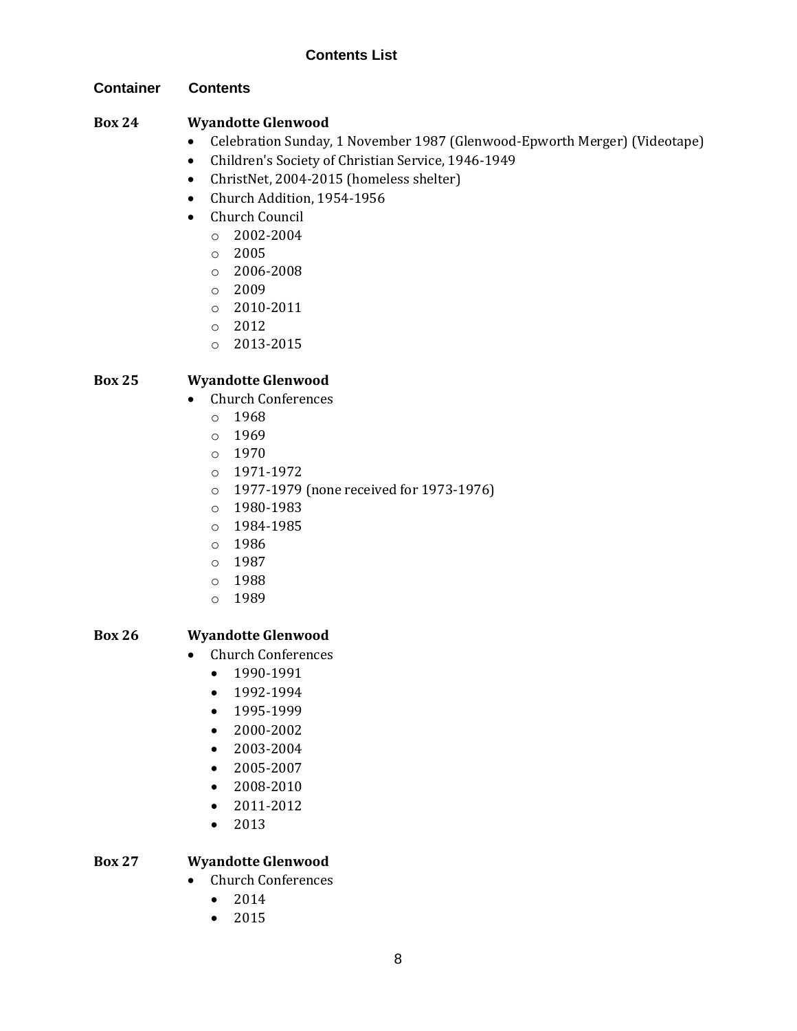## Contents List

**Container** **Contents**

**Box 24** **Wyandotte Glenwood**

- Celebration Sunday, 1 November 1987 (Glenwood-Epworth Merger) (Videotape)
- Children's Society of Christian Service, 1946-1949
- ChristNet, 2004-2015 (homeless shelter)
- Church Addition, 1954-1956
- Church Council
  - 2002-2004
  - 2005
  - 2006-2008
  - 2009
  - 2010-2011
  - 2012
  - 2013-2015

**Box 25** **Wyandotte Glenwood**

- Church Conferences
  - 1968
  - 1969
  - 1970
  - 1971-1972
  - 1977-1979 (none received for 1973-1976)
  - 1980-1983
  - 1984-1985
  - 1986
  - 1987
  - 1988
  - 1989

**Box 26** **Wyandotte Glenwood**

- Church Conferences
  - 1990-1991
  - 1992-1994
  - 1995-1999
  - 2000-2002
  - 2003-2004
  - 2005-2007
  - 2008-2010
  - 2011-2012
  - 2013

**Box 27** **Wyandotte Glenwood**

- Church Conferences
  - 2014
  - 2015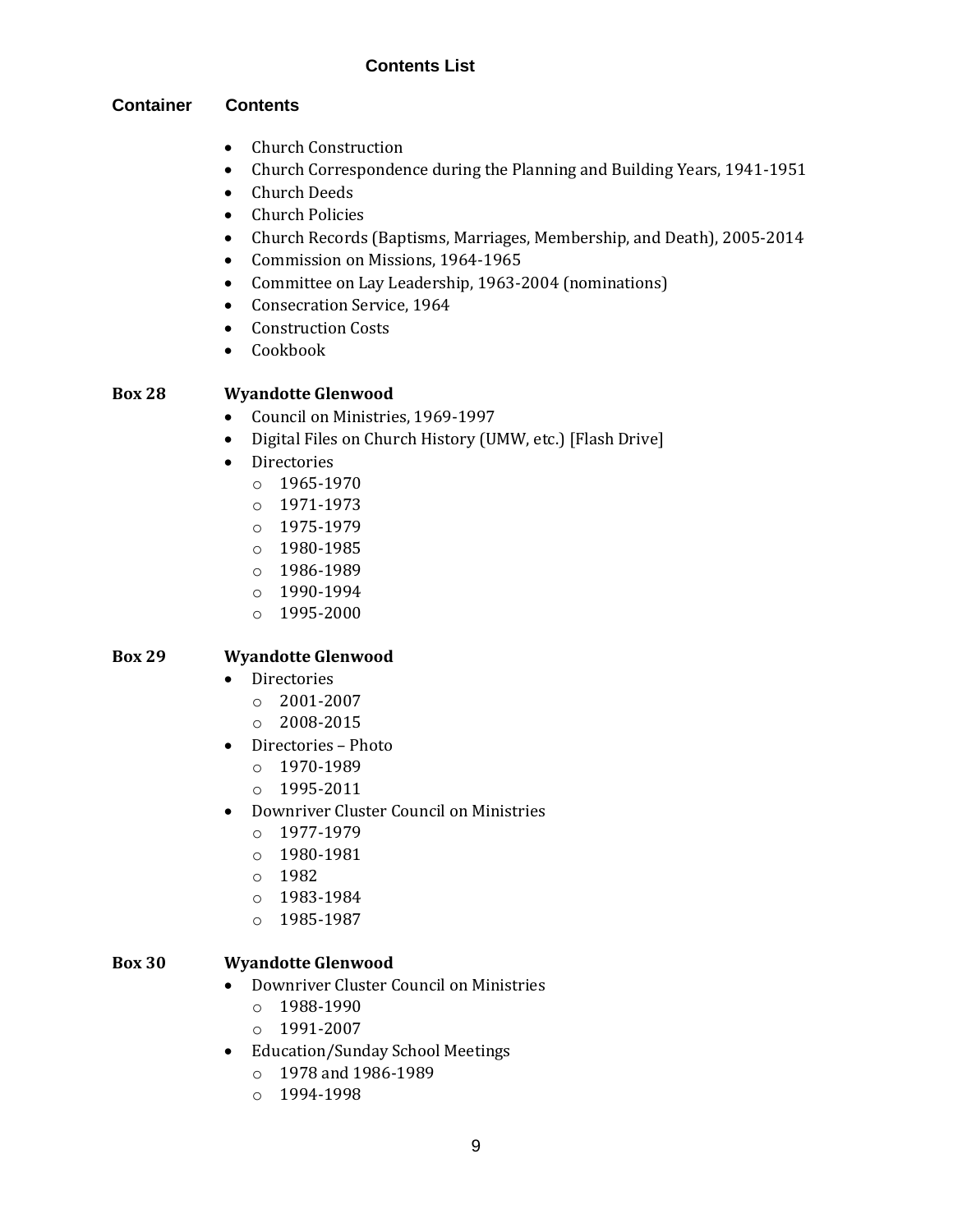## Contents List

| Container | Contents |
|---|---|
| | • Church Construction<br>• Church Correspondence during the Planning and Building Years, 1941-1951<br>• Church Deeds<br>• Church Policies<br>• Church Records (Baptisms, Marriages, Membership, and Death), 2005-2014<br>• Commission on Missions, 1964-1965<br>• Committee on Lay Leadership, 1963-2004 (nominations)<br>• Consecration Service, 1964<br>• Construction Costs<br>• Cookbook |
| **Box 28** | **Wyandotte Glenwood**<br>• Council on Ministries, 1969-1997<br>• Digital Files on Church History (UMW, etc.) [Flash Drive]<br>• Directories<br>  ○ 1965-1970<br>  ○ 1971-1973<br>  ○ 1975-1979<br>  ○ 1980-1985<br>  ○ 1986-1989<br>  ○ 1990-1994<br>  ○ 1995-2000 |
| **Box 29** | **Wyandotte Glenwood**<br>• Directories<br>  ○ 2001-2007<br>  ○ 2008-2015<br>• Directories – Photo<br>  ○ 1970-1989<br>  ○ 1995-2011<br>• Downriver Cluster Council on Ministries<br>  ○ 1977-1979<br>  ○ 1980-1981<br>  ○ 1982<br>  ○ 1983-1984<br>  ○ 1985-1987 |
| **Box 30** | **Wyandotte Glenwood**<br>• Downriver Cluster Council on Ministries<br>  ○ 1988-1990<br>  ○ 1991-2007<br>• Education/Sunday School Meetings<br>  ○ 1978 and 1986-1989<br>  ○ 1994-1998 |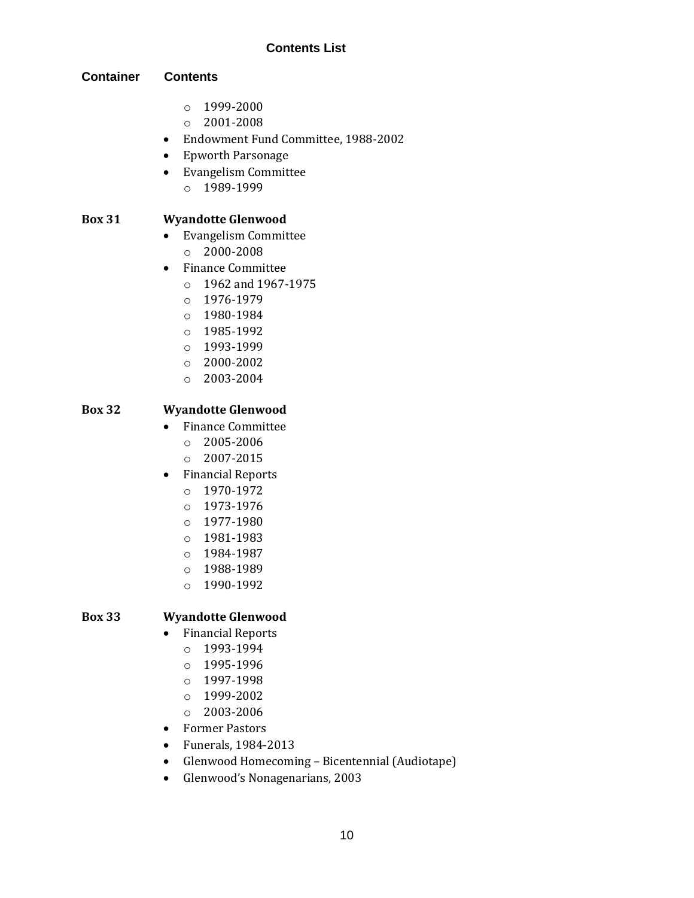### Contents List

**Container** **Contents**

- 1999-2000
- 2001-2008

- Endowment Fund Committee, 1988-2002
- Epworth Parsonage
- Evangelism Committee
  - 1989-1999

**Box 31** **Wyandotte Glenwood**

- Evangelism Committee
  - 2000-2008
- Finance Committee
  - 1962 and 1967-1975
  - 1976-1979
  - 1980-1984
  - 1985-1992
  - 1993-1999
  - 2000-2002
  - 2003-2004

**Box 32** **Wyandotte Glenwood**

- Finance Committee
  - 2005-2006
  - 2007-2015
- Financial Reports
  - 1970-1972
  - 1973-1976
  - 1977-1980
  - 1981-1983
  - 1984-1987
  - 1988-1989
  - 1990-1992

**Box 33** **Wyandotte Glenwood**

- Financial Reports
  - 1993-1994
  - 1995-1996
  - 1997-1998
  - 1999-2002
  - 2003-2006
- Former Pastors
- Funerals, 1984-2013
- Glenwood Homecoming – Bicentennial (Audiotape)
- Glenwood's Nonagenarians, 2003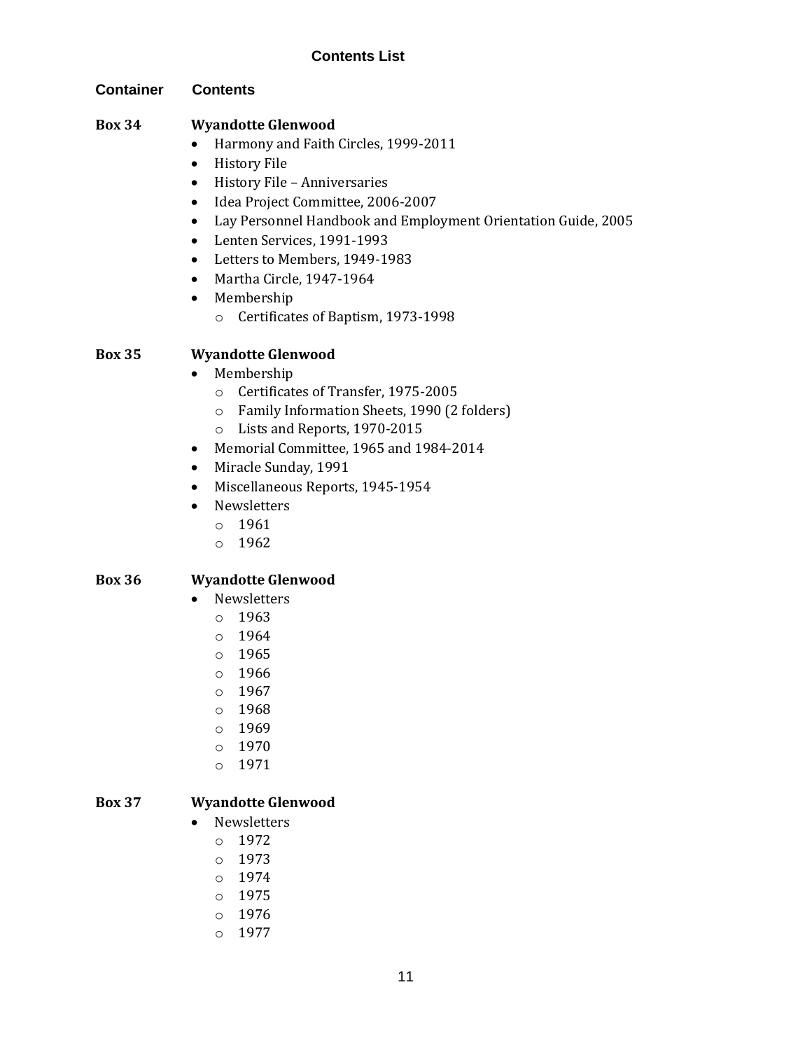## Contents List

| Container | Contents |
|---|---|

**Box 34** **Wyandotte Glenwood**

- Harmony and Faith Circles, 1999-2011
- History File
- History File – Anniversaries
- Idea Project Committee, 2006-2007
- Lay Personnel Handbook and Employment Orientation Guide, 2005
- Lenten Services, 1991-1993
- Letters to Members, 1949-1983
- Martha Circle, 1947-1964
- Membership
  - Certificates of Baptism, 1973-1998

**Box 35** **Wyandotte Glenwood**

- Membership
  - Certificates of Transfer, 1975-2005
  - Family Information Sheets, 1990 (2 folders)
  - Lists and Reports, 1970-2015
- Memorial Committee, 1965 and 1984-2014
- Miracle Sunday, 1991
- Miscellaneous Reports, 1945-1954
- Newsletters
  - 1961
  - 1962

**Box 36** **Wyandotte Glenwood**

- Newsletters
  - 1963
  - 1964
  - 1965
  - 1966
  - 1967
  - 1968
  - 1969
  - 1970
  - 1971

**Box 37** **Wyandotte Glenwood**

- Newsletters
  - 1972
  - 1973
  - 1974
  - 1975
  - 1976
  - 1977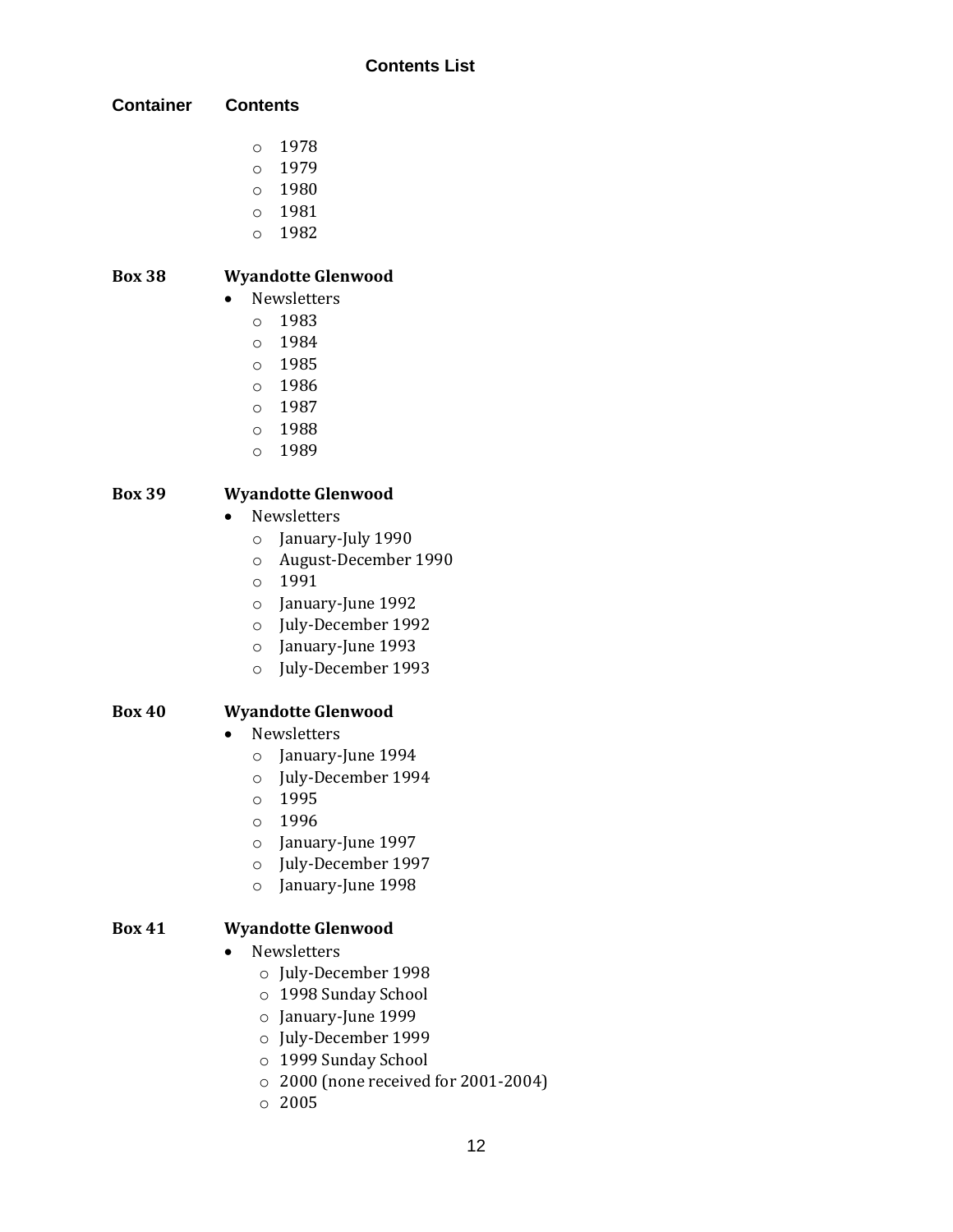**Contents List**

| Container | Contents |
|---|---|
| | ◦ 1978<br>◦ 1979<br>◦ 1980<br>◦ 1981<br>◦ 1982 |
| **Box 38** | **Wyandotte Glenwood**<br>• Newsletters<br>◦ 1983<br>◦ 1984<br>◦ 1985<br>◦ 1986<br>◦ 1987<br>◦ 1988<br>◦ 1989 |
| **Box 39** | **Wyandotte Glenwood**<br>• Newsletters<br>◦ January-July 1990<br>◦ August-December 1990<br>◦ 1991<br>◦ January-June 1992<br>◦ July-December 1992<br>◦ January-June 1993<br>◦ July-December 1993 |
| **Box 40** | **Wyandotte Glenwood**<br>• Newsletters<br>◦ January-June 1994<br>◦ July-December 1994<br>◦ 1995<br>◦ 1996<br>◦ January-June 1997<br>◦ July-December 1997<br>◦ January-June 1998 |
| **Box 41** | **Wyandotte Glenwood**<br>• Newsletters<br>◦ July-December 1998<br>◦ 1998 Sunday School<br>◦ January-June 1999<br>◦ July-December 1999<br>◦ 1999 Sunday School<br>◦ 2000 (none received for 2001-2004)<br>◦ 2005 |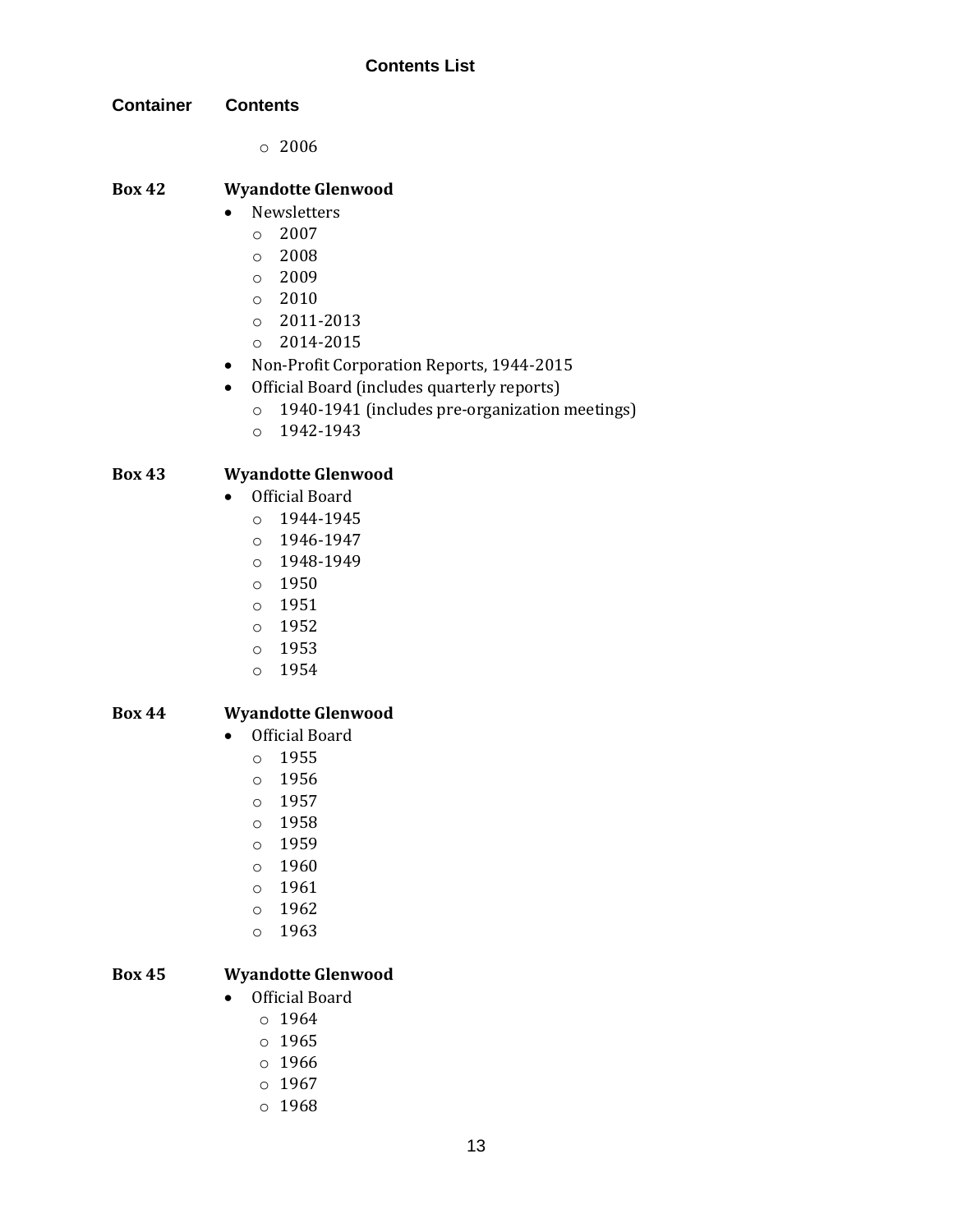### Contents List

| Container | Contents |
|---|---|

- 2006

**Box 42** **Wyandotte Glenwood**

- Newsletters
  - 2007
  - 2008
  - 2009
  - 2010
  - 2011-2013
  - 2014-2015
- Non-Profit Corporation Reports, 1944-2015
- Official Board (includes quarterly reports)
  - 1940-1941 (includes pre-organization meetings)
  - 1942-1943

**Box 43** **Wyandotte Glenwood**

- Official Board
  - 1944-1945
  - 1946-1947
  - 1948-1949
  - 1950
  - 1951
  - 1952
  - 1953
  - 1954

**Box 44** **Wyandotte Glenwood**

- Official Board
  - 1955
  - 1956
  - 1957
  - 1958
  - 1959
  - 1960
  - 1961
  - 1962
  - 1963

**Box 45** **Wyandotte Glenwood**

- Official Board
  - 1964
  - 1965
  - 1966
  - 1967
  - 1968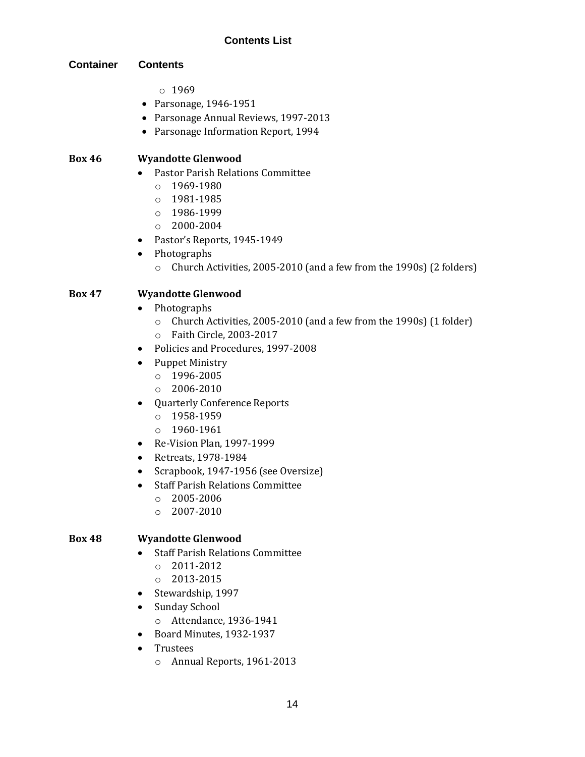## Contents List

**Container** **Contents**

- 
    - 1969
- Parsonage, 1946-1951
- Parsonage Annual Reviews, 1997-2013
- Parsonage Information Report, 1994

**Box 46** **Wyandotte Glenwood**

- Pastor Parish Relations Committee
    - 1969-1980
    - 1981-1985
    - 1986-1999
    - 2000-2004
- Pastor's Reports, 1945-1949
- Photographs
    - Church Activities, 2005-2010 (and a few from the 1990s) (2 folders)

**Box 47** **Wyandotte Glenwood**

- Photographs
    - Church Activities, 2005-2010 (and a few from the 1990s) (1 folder)
    - Faith Circle, 2003-2017
- Policies and Procedures, 1997-2008
- Puppet Ministry
    - 1996-2005
    - 2006-2010
- Quarterly Conference Reports
    - 1958-1959
    - 1960-1961
- Re-Vision Plan, 1997-1999
- Retreats, 1978-1984
- Scrapbook, 1947-1956 (see Oversize)
- Staff Parish Relations Committee
    - 2005-2006
    - 2007-2010

**Box 48** **Wyandotte Glenwood**

- Staff Parish Relations Committee
    - 2011-2012
    - 2013-2015
- Stewardship, 1997
- Sunday School
    - Attendance, 1936-1941
- Board Minutes, 1932-1937
- Trustees
    - Annual Reports, 1961-2013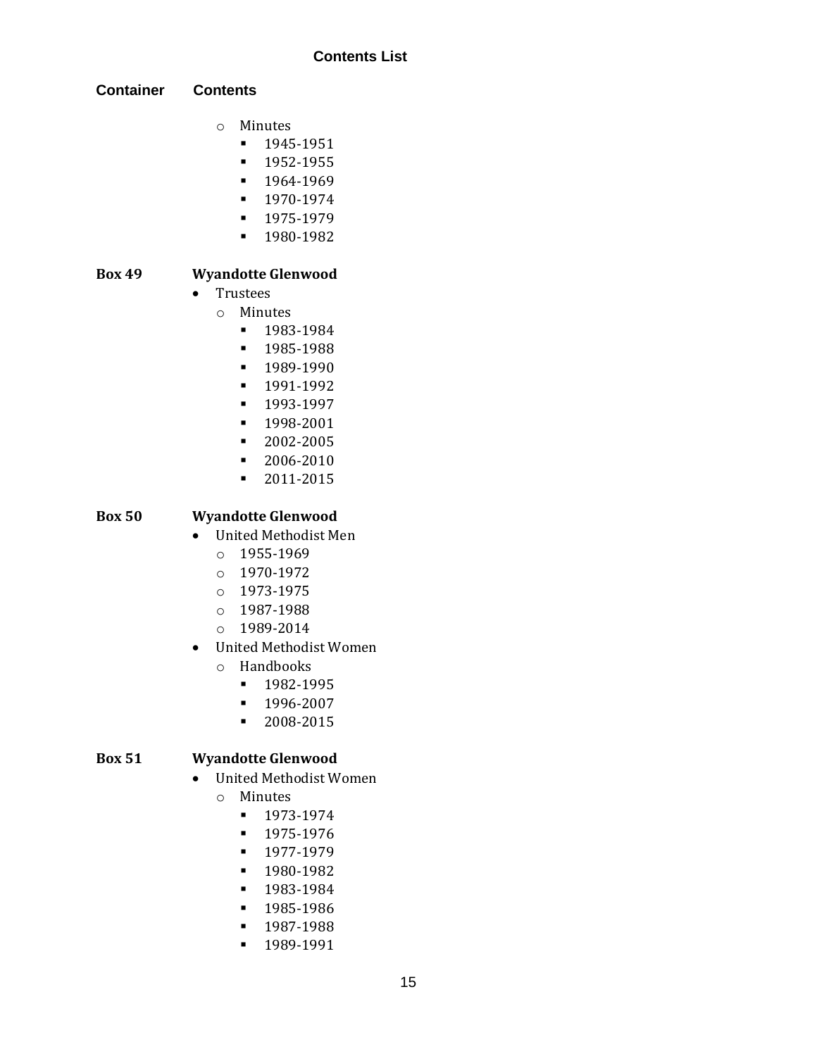## Contents List

| Container | Contents |
|---|---|

  - Minutes
    - 1945-1951
    - 1952-1955
    - 1964-1969
    - 1970-1974
    - 1975-1979
    - 1980-1982

**Box 49** **Wyandotte Glenwood**

- Trustees
  - Minutes
    - 1983-1984
    - 1985-1988
    - 1989-1990
    - 1991-1992
    - 1993-1997
    - 1998-2001
    - 2002-2005
    - 2006-2010
    - 2011-2015

**Box 50** **Wyandotte Glenwood**

- United Methodist Men
  - 1955-1969
  - 1970-1972
  - 1973-1975
  - 1987-1988
  - 1989-2014
- United Methodist Women
  - Handbooks
    - 1982-1995
    - 1996-2007
    - 2008-2015

**Box 51** **Wyandotte Glenwood**

- United Methodist Women
  - Minutes
    - 1973-1974
    - 1975-1976
    - 1977-1979
    - 1980-1982
    - 1983-1984
    - 1985-1986
    - 1987-1988
    - 1989-1991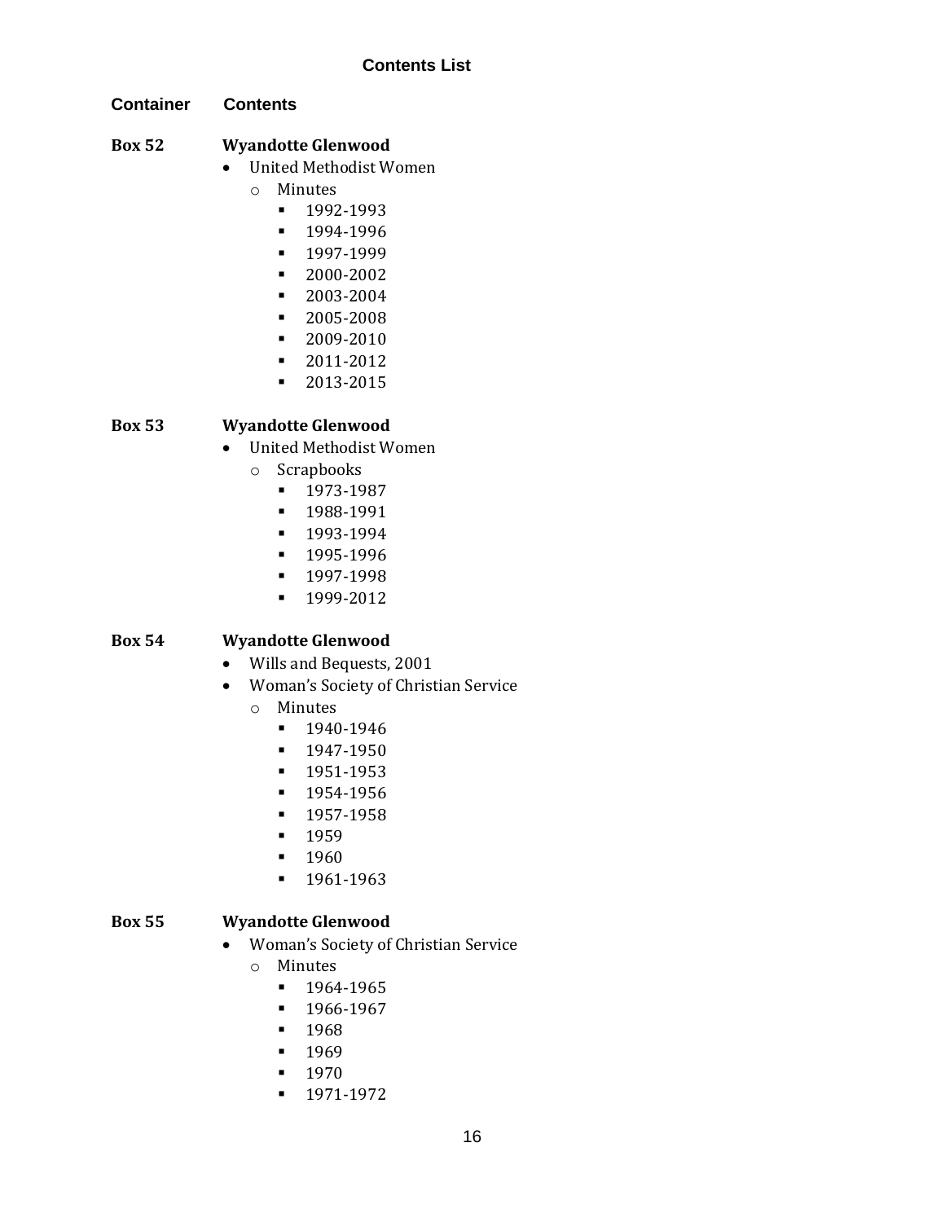### Contents List

| Container | Contents |
|---|---|

**Box 52** **Wyandotte Glenwood**

- United Methodist Women
  - Minutes
    - 1992-1993
    - 1994-1996
    - 1997-1999
    - 2000-2002
    - 2003-2004
    - 2005-2008
    - 2009-2010
    - 2011-2012
    - 2013-2015

**Box 53** **Wyandotte Glenwood**

- United Methodist Women
  - Scrapbooks
    - 1973-1987
    - 1988-1991
    - 1993-1994
    - 1995-1996
    - 1997-1998
    - 1999-2012

**Box 54** **Wyandotte Glenwood**

- Wills and Bequests, 2001
- Woman's Society of Christian Service
  - Minutes
    - 1940-1946
    - 1947-1950
    - 1951-1953
    - 1954-1956
    - 1957-1958
    - 1959
    - 1960
    - 1961-1963

**Box 55** **Wyandotte Glenwood**

- Woman's Society of Christian Service
  - Minutes
    - 1964-1965
    - 1966-1967
    - 1968
    - 1969
    - 1970
    - 1971-1972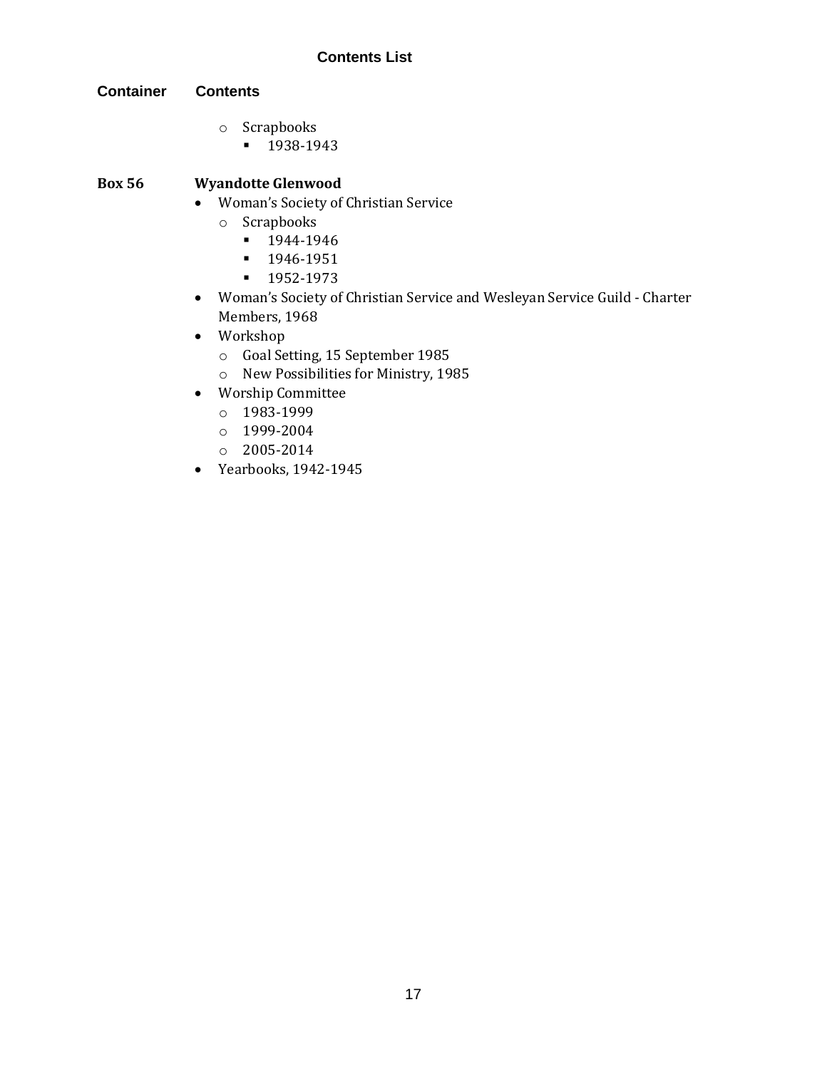**Contents List**

**Container** **Contents**

- Scrapbooks
  - 1938-1943

**Box 56** **Wyandotte Glenwood**

- Woman's Society of Christian Service
  - Scrapbooks
    - 1944-1946
    - 1946-1951
    - 1952-1973
- Woman's Society of Christian Service and Wesleyan Service Guild - Charter Members, 1968
- Workshop
  - Goal Setting, 15 September 1985
  - New Possibilities for Ministry, 1985
- Worship Committee
  - 1983-1999
  - 1999-2004
  - 2005-2014
- Yearbooks, 1942-1945